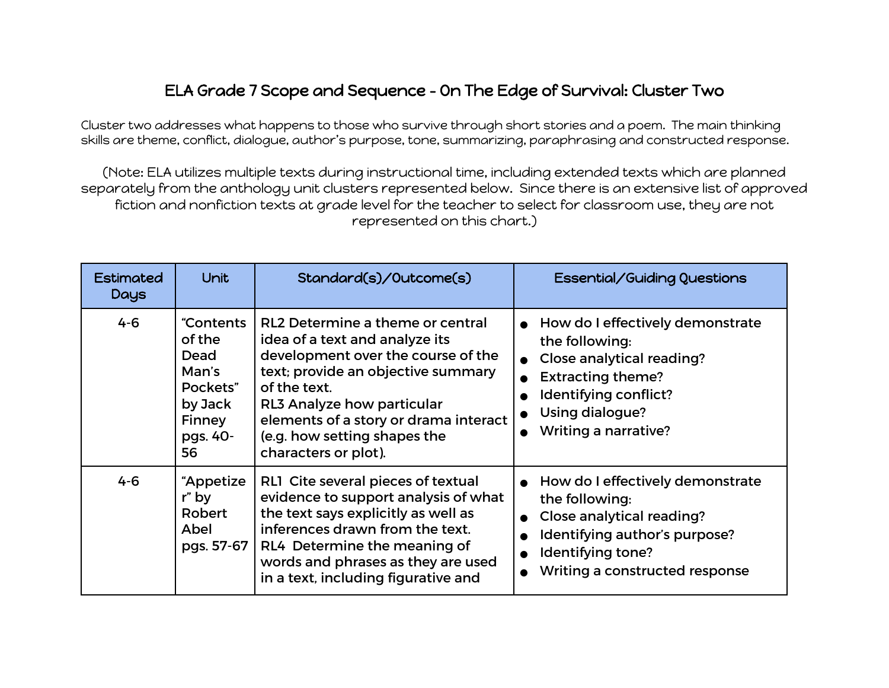# ELA Grade 7 Scope and Sequence - On The Edge of Survival: Cluster Two

Cluster two addresses what happens to those who survive through short stories and a poem. The main thinking skills are theme, conflict, dialogue, author's purpose, tone, summarizing, paraphrasing and constructed response.

(Note: ELA utilizes multiple texts during instructional time, including extended texts which are planned separately from the anthology unit clusters represented below. Since there is an extensive list of approved fiction and nonfiction texts at grade level for the teacher to select for classroom use, they are not represented on this chart.)

| Estimated Days | Unit | Standard(s)/Outcome(s) | Essential/Guiding Questions |
|---|---|---|---|
| 4-6 | "Contents of the Dead Man's Pockets" by Jack Finney pgs. 40-56 | RL2 Determine a theme or central idea of a text and analyze its development over the course of the text; provide an objective summary of the text.<br>RL3 Analyze how particular elements of a story or drama interact (e.g. how setting shapes the characters or plot). | • How do I effectively demonstrate the following:<br>• Close analytical reading?<br>• Extracting theme?<br>• Identifying conflict?<br>• Using dialogue?<br>• Writing a narrative? |
| 4-6 | "Appetizer" by Robert Abel pgs. 57-67 | RL1 Cite several pieces of textual evidence to support analysis of what the text says explicitly as well as inferences drawn from the text.<br>RL4 Determine the meaning of words and phrases as they are used in a text, including figurative and | • How do I effectively demonstrate the following:<br>• Close analytical reading?<br>• Identifying author's purpose?<br>• Identifying tone?<br>• Writing a constructed response |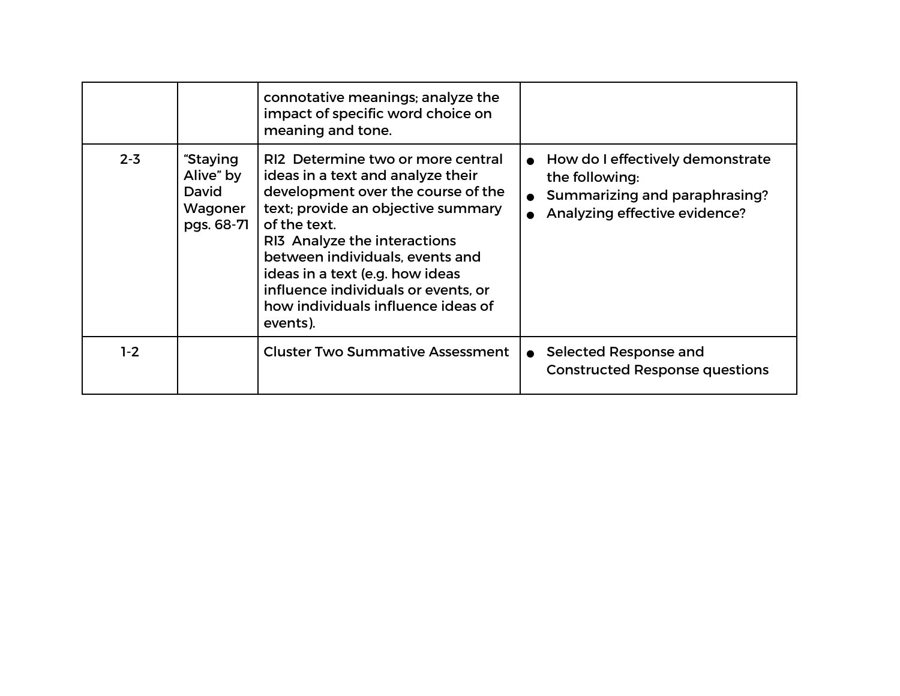| | | | |
|---|---|---|---|
| | | connotative meanings; analyze the impact of specific word choice on meaning and tone. | |
| 2-3 | "Staying Alive" by David Wagoner pgs. 68-71 | RI2  Determine two or more central ideas in a text and analyze their development over the course of the text; provide an objective summary of the text.<br>RI3  Analyze the interactions between individuals, events and ideas in a text (e.g. how ideas influence individuals or events, or how individuals influence ideas of events). | • How do I effectively demonstrate the following:<br>• Summarizing and paraphrasing?<br>• Analyzing effective evidence? |
| 1-2 | | Cluster Two Summative Assessment | • Selected Response and Constructed Response questions |